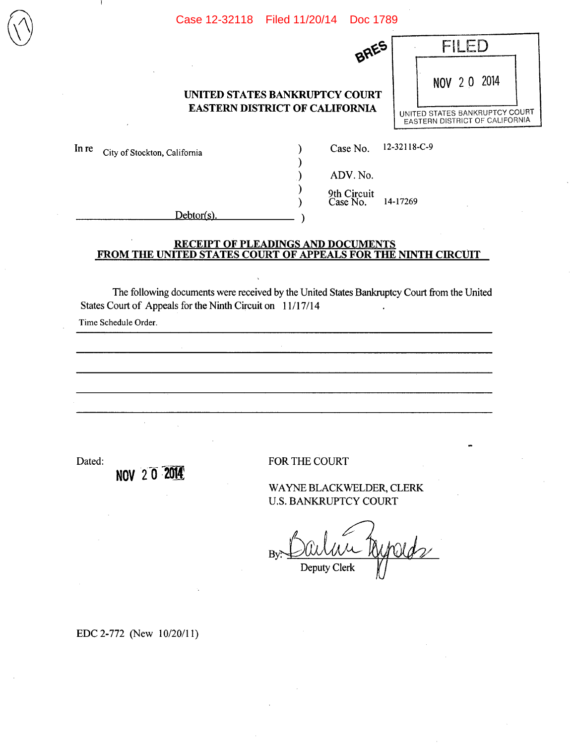Case 12-32118 Filed 11/20/14 Doc 1789

BRES

**FILED**

NOV 20 2014

UNITED STATES BANKRUPTCY COURT
EASTERN DISTRICT OF CALIFORNIA

**UNITED STATES BANKRUPTCY COURT**
**EASTERN DISTRICT OF CALIFORNIA**

| | | |
|---|---|---|
| In re City of Stockton, California | ) | Case No. 12-32118-C-9 |
| | ) | |
| | ) | ADV. No. |
| | ) | 9th Circuit Case No. 14-17269 |
| Debtor(s). | ) | |

**RECEIPT OF PLEADINGS AND DOCUMENTS FROM THE UNITED STATES COURT OF APPEALS FOR THE NINTH CIRCUIT**

The following documents were received by the United States Bankruptcy Court from the United States Court of Appeals for the Ninth Circuit on 11/17/14.

Time Schedule Order.

Dated: NOV 20 2014

FOR THE COURT

WAYNE BLACKWELDER, CLERK
U.S. BANKRUPTCY COURT

By: [signature]
Deputy Clerk

EDC 2-772 (New 10/20/11)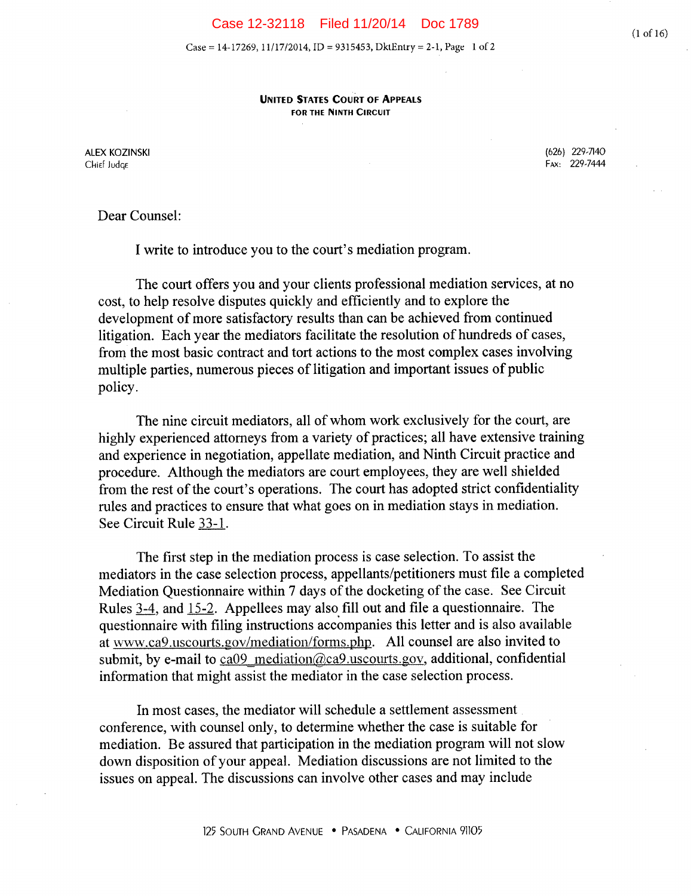# UNITED STATES COURT OF APPEALS
## FOR THE NINTH CIRCUIT

ALEX KOZINSKI
CHIEF JUDGE

(626) 229-7140
FAX: 229-7444

Dear Counsel:

I write to introduce you to the court's mediation program.

The court offers you and your clients professional mediation services, at no cost, to help resolve disputes quickly and efficiently and to explore the development of more satisfactory results than can be achieved from continued litigation. Each year the mediators facilitate the resolution of hundreds of cases, from the most basic contract and tort actions to the most complex cases involving multiple parties, numerous pieces of litigation and important issues of public policy.

The nine circuit mediators, all of whom work exclusively for the court, are highly experienced attorneys from a variety of practices; all have extensive training and experience in negotiation, appellate mediation, and Ninth Circuit practice and procedure. Although the mediators are court employees, they are well shielded from the rest of the court's operations. The court has adopted strict confidentiality rules and practices to ensure that what goes on in mediation stays in mediation. See Circuit Rule 33-1.

The first step in the mediation process is case selection. To assist the mediators in the case selection process, appellants/petitioners must file a completed Mediation Questionnaire within 7 days of the docketing of the case. See Circuit Rules 3-4, and 15-2. Appellees may also fill out and file a questionnaire. The questionnaire with filing instructions accompanies this letter and is also available at www.ca9.uscourts.gov/mediation/forms.php. All counsel are also invited to submit, by e-mail to ca09_mediation@ca9.uscourts.gov, additional, confidential information that might assist the mediator in the case selection process.

In most cases, the mediator will schedule a settlement assessment conference, with counsel only, to determine whether the case is suitable for mediation. Be assured that participation in the mediation program will not slow down disposition of your appeal. Mediation discussions are not limited to the issues on appeal. The discussions can involve other cases and may include

125 SOUTH GRAND AVENUE • PASADENA • CALIFORNIA 91105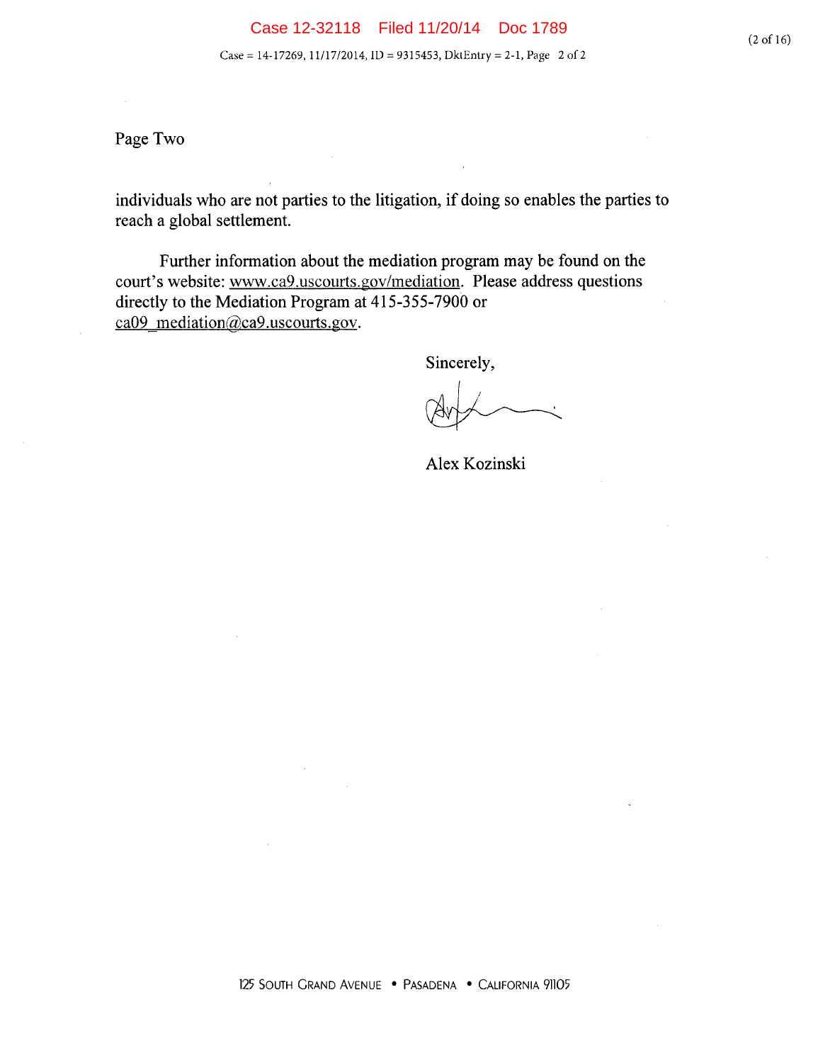Page Two

individuals who are not parties to the litigation, if doing so enables the parties to reach a global settlement.

Further information about the mediation program may be found on the court's website: www.ca9.uscourts.gov/mediation. Please address questions directly to the Mediation Program at 415-355-7900 or ca09_mediation@ca9.uscourts.gov.

Sincerely,

Alex Kozinski

125 SOUTH GRAND AVENUE • PASADENA • CALIFORNIA 91105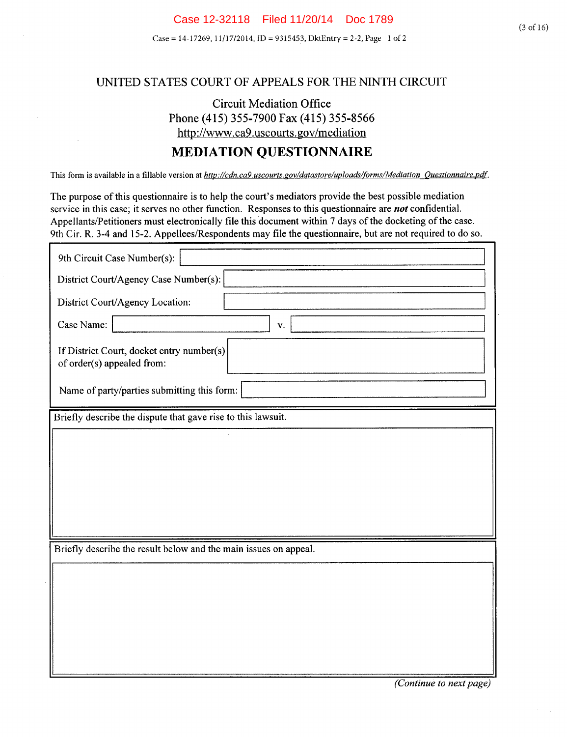# UNITED STATES COURT OF APPEALS FOR THE NINTH CIRCUIT

## Circuit Mediation Office

Phone (415) 355-7900 Fax (415) 355-8566

http://www.ca9.uscourts.gov/mediation

## MEDIATION QUESTIONNAIRE

This form is available in a fillable version at *http://cdn.ca9.uscourts.gov/datastore/uploads/forms/Mediation_Questionnaire.pdf*.

The purpose of this questionnaire is to help the court's mediators provide the best possible mediation service in this case; it serves no other function. Responses to this questionnaire are ***not*** confidential. Appellants/Petitioners must electronically file this document within 7 days of the docketing of the case. 9th Cir. R. 3-4 and 15-2. Appellees/Respondents may file the questionnaire, but are not required to do so.

9th Circuit Case Number(s):

District Court/Agency Case Number(s):

District Court/Agency Location:

Case Name: v.

If District Court, docket entry number(s) of order(s) appealed from:

Name of party/parties submitting this form:

Briefly describe the dispute that gave rise to this lawsuit.

Briefly describe the result below and the main issues on appeal.

*(Continue to next page)*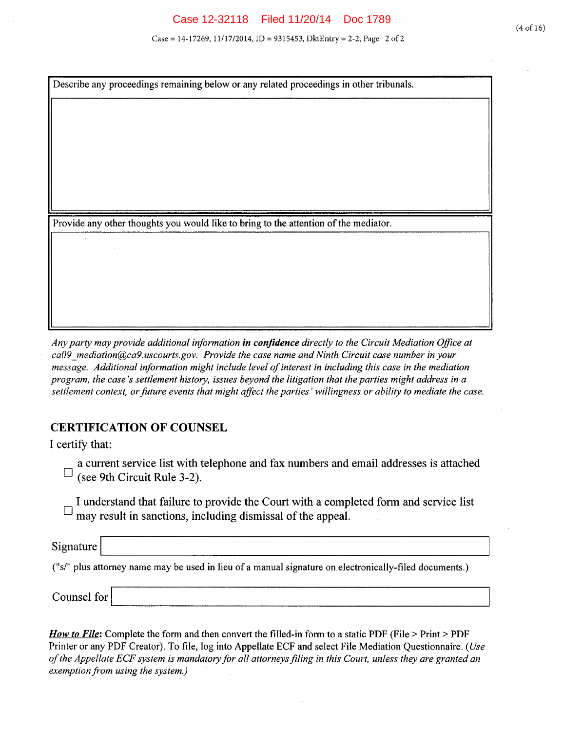Describe any proceedings remaining below or any related proceedings in other tribunals.

Provide any other thoughts you would like to bring to the attention of the mediator.

*Any party may provide additional information **in confidence** directly to the Circuit Mediation Office at ca09_mediation@ca9.uscourts.gov. Provide the case name and Ninth Circuit case number in your message. Additional information might include level of interest in including this case in the mediation program, the case's settlement history, issues beyond the litigation that the parties might address in a settlement context, or future events that might affect the parties' willingness or ability to mediate the case.*

## CERTIFICATION OF COUNSEL

I certify that:

- ☐ a current service list with telephone and fax numbers and email addresses is attached (see 9th Circuit Rule 3-2).
- ☐ I understand that failure to provide the Court with a completed form and service list may result in sanctions, including dismissal of the appeal.

Signature

("s/" plus attorney name may be used in lieu of a manual signature on electronically-filed documents.)

Counsel for

***How to File*:** Complete the form and then convert the filled-in form to a static PDF (File > Print > PDF Printer or any PDF Creator). To file, log into Appellate ECF and select File Mediation Questionnaire. (*Use of the Appellate ECF system is mandatory for all attorneys filing in this Court, unless they are granted an exemption from using the system.*)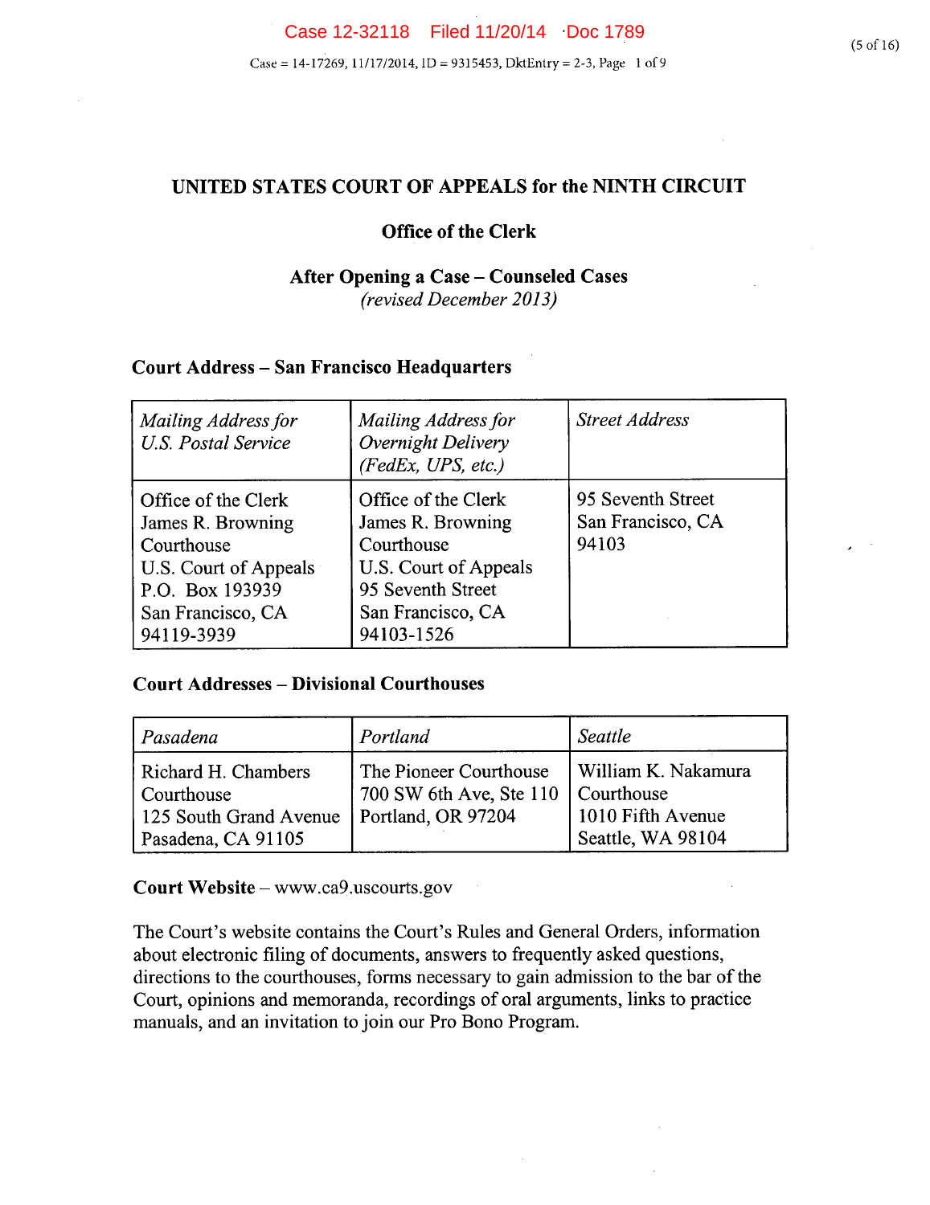# UNITED STATES COURT OF APPEALS for the NINTH CIRCUIT

## Office of the Clerk

## After Opening a Case – Counseled Cases

*(revised December 2013)*

### Court Address – San Francisco Headquarters

| *Mailing Address for U.S. Postal Service* | *Mailing Address for Overnight Delivery (FedEx, UPS, etc.)* | *Street Address* |
| --- | --- | --- |
| Office of the Clerk<br>James R. Browning Courthouse<br>U.S. Court of Appeals<br>P.O. Box 193939<br>San Francisco, CA 94119-3939 | Office of the Clerk<br>James R. Browning Courthouse<br>U.S. Court of Appeals<br>95 Seventh Street<br>San Francisco, CA 94103-1526 | 95 Seventh Street<br>San Francisco, CA 94103 |

### Court Addresses – Divisional Courthouses

| *Pasadena* | *Portland* | *Seattle* |
| --- | --- | --- |
| Richard H. Chambers Courthouse<br>125 South Grand Avenue<br>Pasadena, CA 91105 | The Pioneer Courthouse<br>700 SW 6th Ave, Ste 110<br>Portland, OR 97204 | William K. Nakamura Courthouse<br>1010 Fifth Avenue<br>Seattle, WA 98104 |

**Court Website** – www.ca9.uscourts.gov

The Court's website contains the Court's Rules and General Orders, information about electronic filing of documents, answers to frequently asked questions, directions to the courthouses, forms necessary to gain admission to the bar of the Court, opinions and memoranda, recordings of oral arguments, links to practice manuals, and an invitation to join our Pro Bono Program.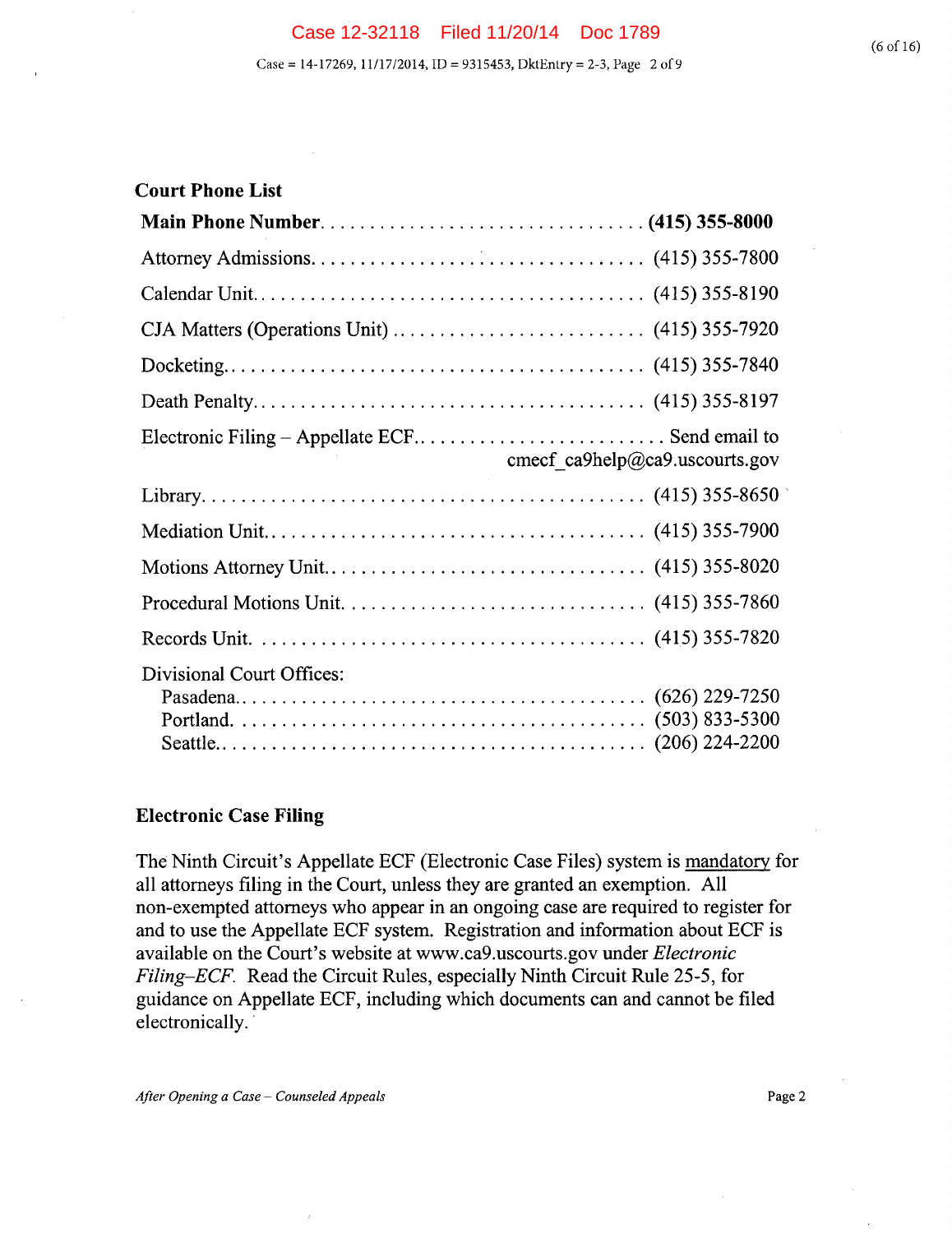## Court Phone List

| | |
|---|---|
| **Main Phone Number** | **(415) 355-8000** |
| Attorney Admissions | (415) 355-7800 |
| Calendar Unit | (415) 355-8190 |
| CJA Matters (Operations Unit) | (415) 355-7920 |
| Docketing | (415) 355-7840 |
| Death Penalty | (415) 355-8197 |
| Electronic Filing – Appellate ECF | Send email to cmecf_ca9help@ca9.uscourts.gov |
| Library | (415) 355-8650 |
| Mediation Unit | (415) 355-7900 |
| Motions Attorney Unit | (415) 355-8020 |
| Procedural Motions Unit | (415) 355-7860 |
| Records Unit | (415) 355-7820 |
| Divisional Court Offices: | |
| Pasadena | (626) 229-7250 |
| Portland | (503) 833-5300 |
| Seattle | (206) 224-2200 |

## Electronic Case Filing

The Ninth Circuit's Appellate ECF (Electronic Case Files) system is mandatory for all attorneys filing in the Court, unless they are granted an exemption. All non-exempted attorneys who appear in an ongoing case are required to register for and to use the Appellate ECF system. Registration and information about ECF is available on the Court's website at www.ca9.uscourts.gov under *Electronic Filing–ECF*. Read the Circuit Rules, especially Ninth Circuit Rule 25-5, for guidance on Appellate ECF, including which documents can and cannot be filed electronically.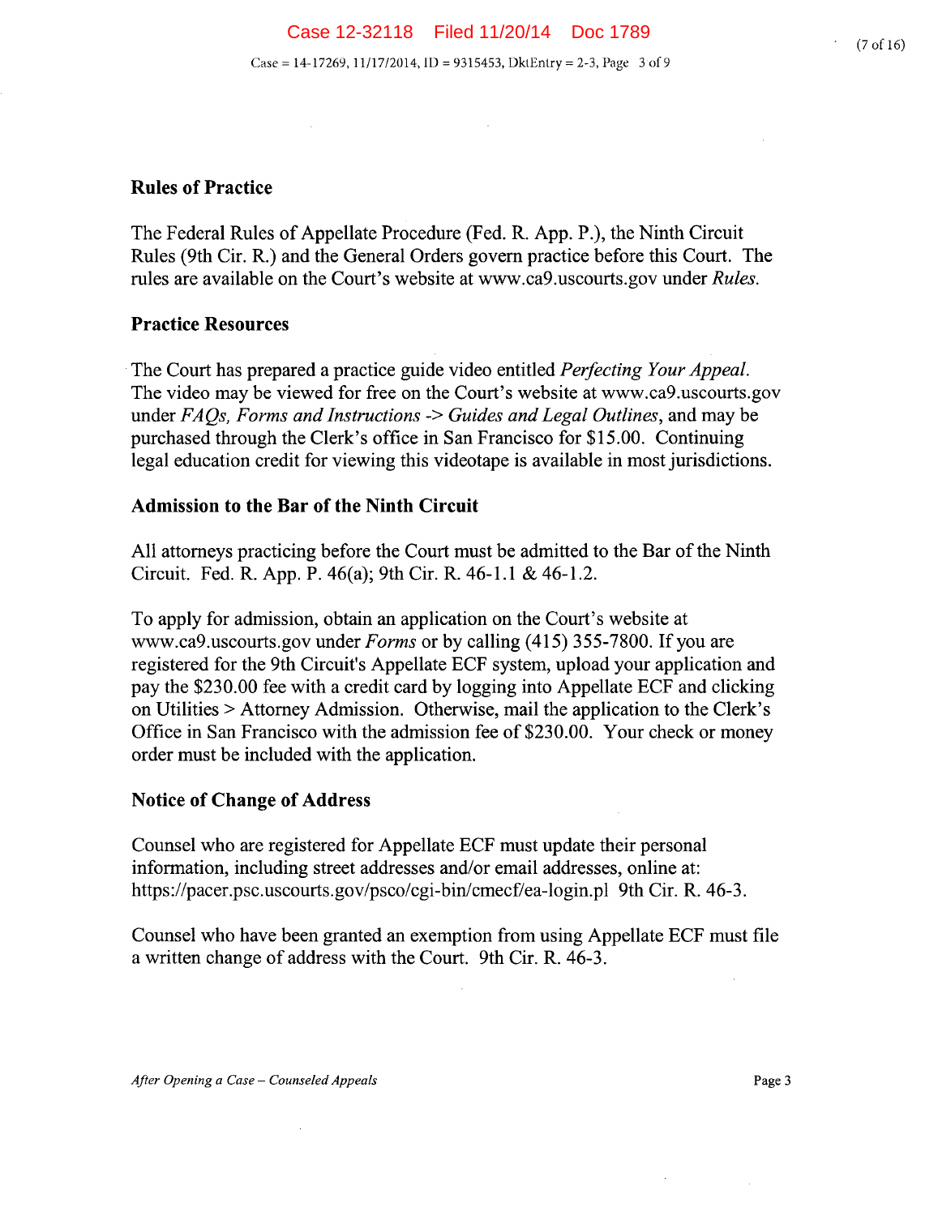## Rules of Practice

The Federal Rules of Appellate Procedure (Fed. R. App. P.), the Ninth Circuit Rules (9th Cir. R.) and the General Orders govern practice before this Court. The rules are available on the Court's website at www.ca9.uscourts.gov under *Rules.*

## Practice Resources

The Court has prepared a practice guide video entitled *Perfecting Your Appeal.* The video may be viewed for free on the Court's website at www.ca9.uscourts.gov under *FAQs, Forms and Instructions -> Guides and Legal Outlines*, and may be purchased through the Clerk's office in San Francisco for $15.00. Continuing legal education credit for viewing this videotape is available in most jurisdictions.

## Admission to the Bar of the Ninth Circuit

All attorneys practicing before the Court must be admitted to the Bar of the Ninth Circuit. Fed. R. App. P. 46(a); 9th Cir. R. 46-1.1 & 46-1.2.

To apply for admission, obtain an application on the Court's website at www.ca9.uscourts.gov under *Forms* or by calling (415) 355-7800. If you are registered for the 9th Circuit's Appellate ECF system, upload your application and pay the $230.00 fee with a credit card by logging into Appellate ECF and clicking on Utilities > Attorney Admission. Otherwise, mail the application to the Clerk's Office in San Francisco with the admission fee of $230.00. Your check or money order must be included with the application.

## Notice of Change of Address

Counsel who are registered for Appellate ECF must update their personal information, including street addresses and/or email addresses, online at: https://pacer.psc.uscourts.gov/psco/cgi-bin/cmecf/ea-login.pl 9th Cir. R. 46-3.

Counsel who have been granted an exemption from using Appellate ECF must file a written change of address with the Court. 9th Cir. R. 46-3.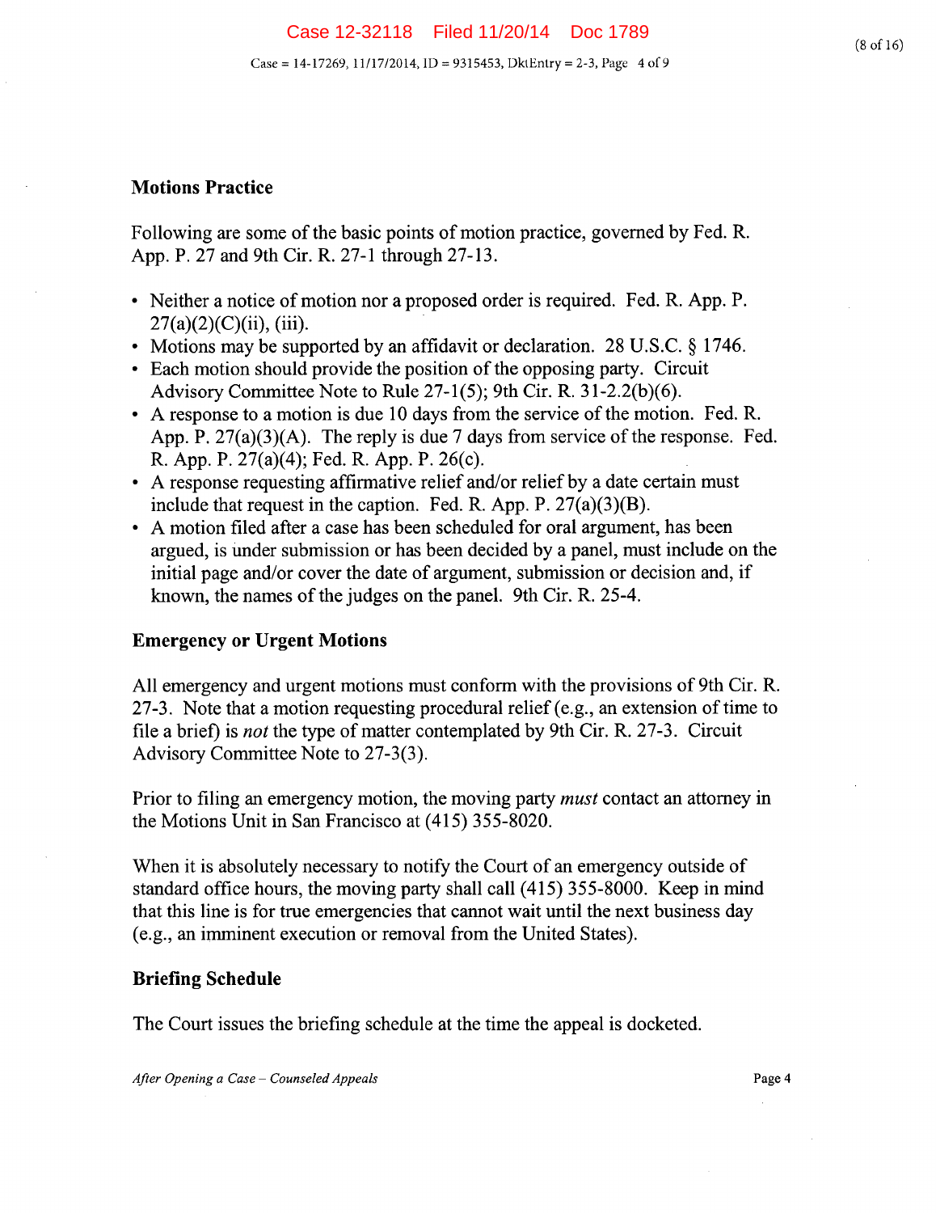## Motions Practice

Following are some of the basic points of motion practice, governed by Fed. R. App. P. 27 and 9th Cir. R. 27-1 through 27-13.

- Neither a notice of motion nor a proposed order is required. Fed. R. App. P. 27(a)(2)(C)(ii), (iii).
- Motions may be supported by an affidavit or declaration. 28 U.S.C. § 1746.
- Each motion should provide the position of the opposing party. Circuit Advisory Committee Note to Rule 27-1(5); 9th Cir. R. 31-2.2(b)(6).
- A response to a motion is due 10 days from the service of the motion. Fed. R. App. P. 27(a)(3)(A). The reply is due 7 days from service of the response. Fed. R. App. P. 27(a)(4); Fed. R. App. P. 26(c).
- A response requesting affirmative relief and/or relief by a date certain must include that request in the caption. Fed. R. App. P. 27(a)(3)(B).
- A motion filed after a case has been scheduled for oral argument, has been argued, is under submission or has been decided by a panel, must include on the initial page and/or cover the date of argument, submission or decision and, if known, the names of the judges on the panel. 9th Cir. R. 25-4.

## Emergency or Urgent Motions

All emergency and urgent motions must conform with the provisions of 9th Cir. R. 27-3. Note that a motion requesting procedural relief (e.g., an extension of time to file a brief) is *not* the type of matter contemplated by 9th Cir. R. 27-3. Circuit Advisory Committee Note to 27-3(3).

Prior to filing an emergency motion, the moving party *must* contact an attorney in the Motions Unit in San Francisco at (415) 355-8020.

When it is absolutely necessary to notify the Court of an emergency outside of standard office hours, the moving party shall call (415) 355-8000. Keep in mind that this line is for true emergencies that cannot wait until the next business day (e.g., an imminent execution or removal from the United States).

## Briefing Schedule

The Court issues the briefing schedule at the time the appeal is docketed.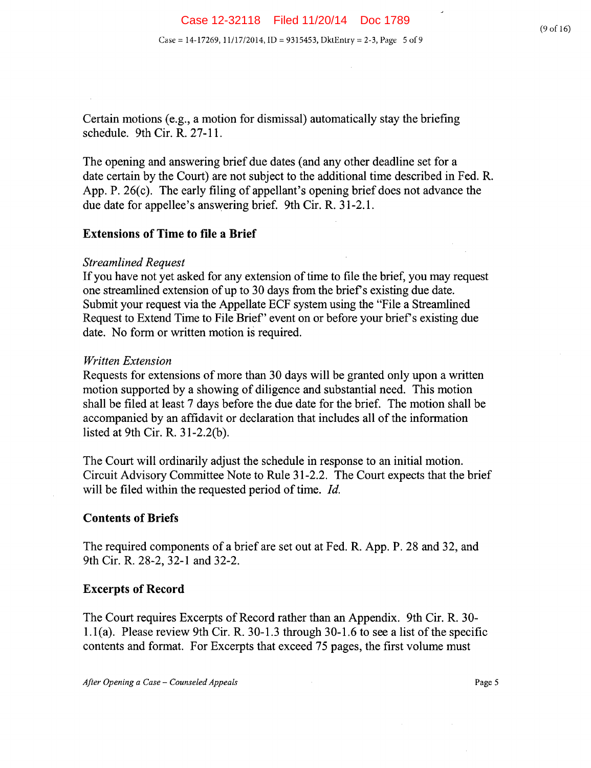Certain motions (e.g., a motion for dismissal) automatically stay the briefing schedule. 9th Cir. R. 27-11.

The opening and answering brief due dates (and any other deadline set for a date certain by the Court) are not subject to the additional time described in Fed. R. App. P. 26(c). The early filing of appellant's opening brief does not advance the due date for appellee's answering brief. 9th Cir. R. 31-2.1.

### Extensions of Time to file a Brief

*Streamlined Request*

If you have not yet asked for any extension of time to file the brief, you may request one streamlined extension of up to 30 days from the brief's existing due date. Submit your request via the Appellate ECF system using the "File a Streamlined Request to Extend Time to File Brief" event on or before your brief's existing due date. No form or written motion is required.

*Written Extension*

Requests for extensions of more than 30 days will be granted only upon a written motion supported by a showing of diligence and substantial need. This motion shall be filed at least 7 days before the due date for the brief. The motion shall be accompanied by an affidavit or declaration that includes all of the information listed at 9th Cir. R. 31-2.2(b).

The Court will ordinarily adjust the schedule in response to an initial motion. Circuit Advisory Committee Note to Rule 31-2.2. The Court expects that the brief will be filed within the requested period of time. *Id.*

### Contents of Briefs

The required components of a brief are set out at Fed. R. App. P. 28 and 32, and 9th Cir. R. 28-2, 32-1 and 32-2.

### Excerpts of Record

The Court requires Excerpts of Record rather than an Appendix. 9th Cir. R. 30-1.1(a). Please review 9th Cir. R. 30-1.3 through 30-1.6 to see a list of the specific contents and format. For Excerpts that exceed 75 pages, the first volume must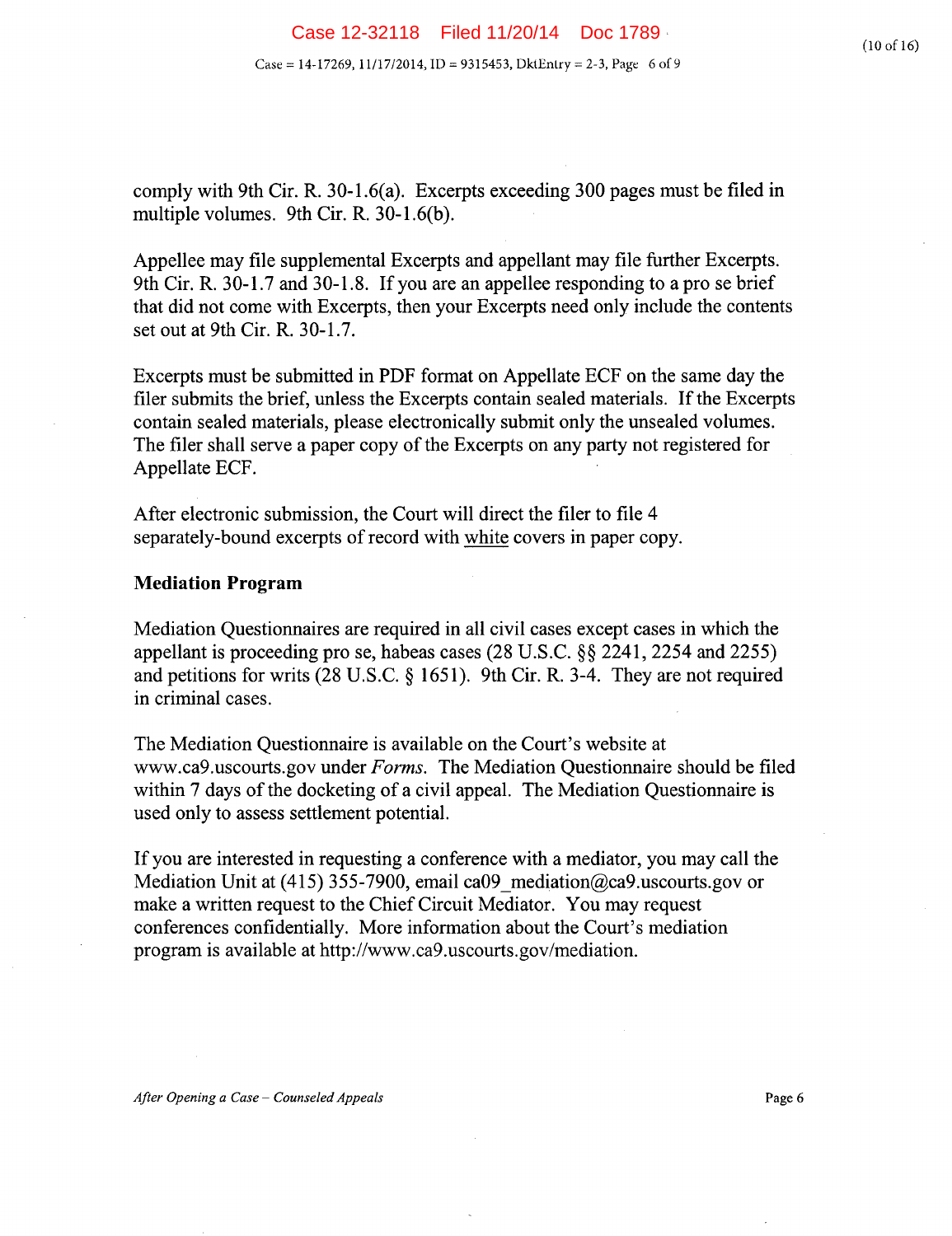comply with 9th Cir. R. 30-1.6(a). Excerpts exceeding 300 pages must be filed in multiple volumes. 9th Cir. R. 30-1.6(b).

Appellee may file supplemental Excerpts and appellant may file further Excerpts. 9th Cir. R. 30-1.7 and 30-1.8. If you are an appellee responding to a pro se brief that did not come with Excerpts, then your Excerpts need only include the contents set out at 9th Cir. R. 30-1.7.

Excerpts must be submitted in PDF format on Appellate ECF on the same day the filer submits the brief, unless the Excerpts contain sealed materials. If the Excerpts contain sealed materials, please electronically submit only the unsealed volumes. The filer shall serve a paper copy of the Excerpts on any party not registered for Appellate ECF.

After electronic submission, the Court will direct the filer to file 4 separately-bound excerpts of record with white covers in paper copy.

**Mediation Program**

Mediation Questionnaires are required in all civil cases except cases in which the appellant is proceeding pro se, habeas cases (28 U.S.C. §§ 2241, 2254 and 2255) and petitions for writs (28 U.S.C. § 1651). 9th Cir. R. 3-4. They are not required in criminal cases.

The Mediation Questionnaire is available on the Court's website at www.ca9.uscourts.gov under *Forms*. The Mediation Questionnaire should be filed within 7 days of the docketing of a civil appeal. The Mediation Questionnaire is used only to assess settlement potential.

If you are interested in requesting a conference with a mediator, you may call the Mediation Unit at (415) 355-7900, email ca09_mediation@ca9.uscourts.gov or make a written request to the Chief Circuit Mediator. You may request conferences confidentially. More information about the Court's mediation program is available at http://www.ca9.uscourts.gov/mediation.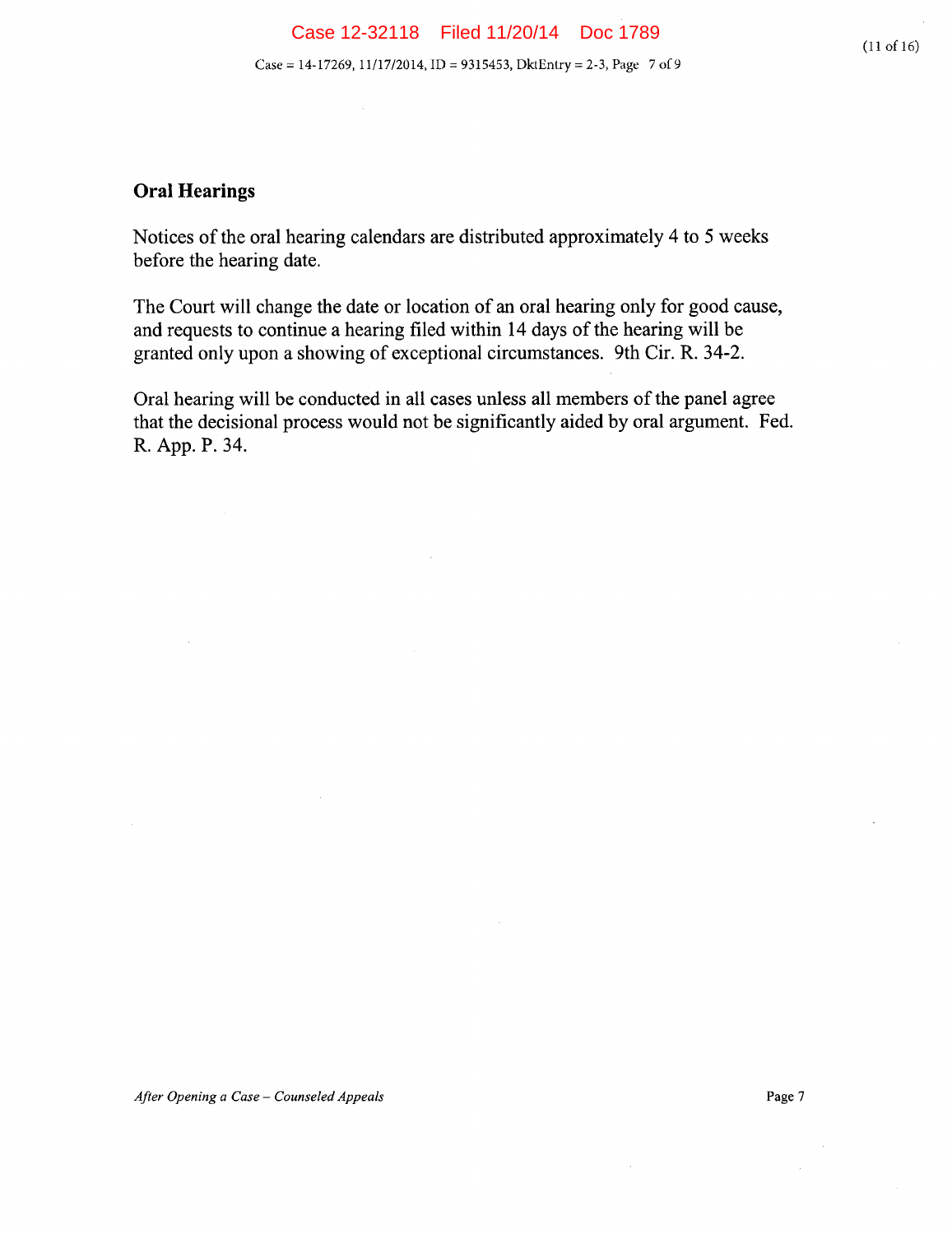## Oral Hearings

Notices of the oral hearing calendars are distributed approximately 4 to 5 weeks before the hearing date.

The Court will change the date or location of an oral hearing only for good cause, and requests to continue a hearing filed within 14 days of the hearing will be granted only upon a showing of exceptional circumstances. 9th Cir. R. 34-2.

Oral hearing will be conducted in all cases unless all members of the panel agree that the decisional process would not be significantly aided by oral argument. Fed. R. App. P. 34.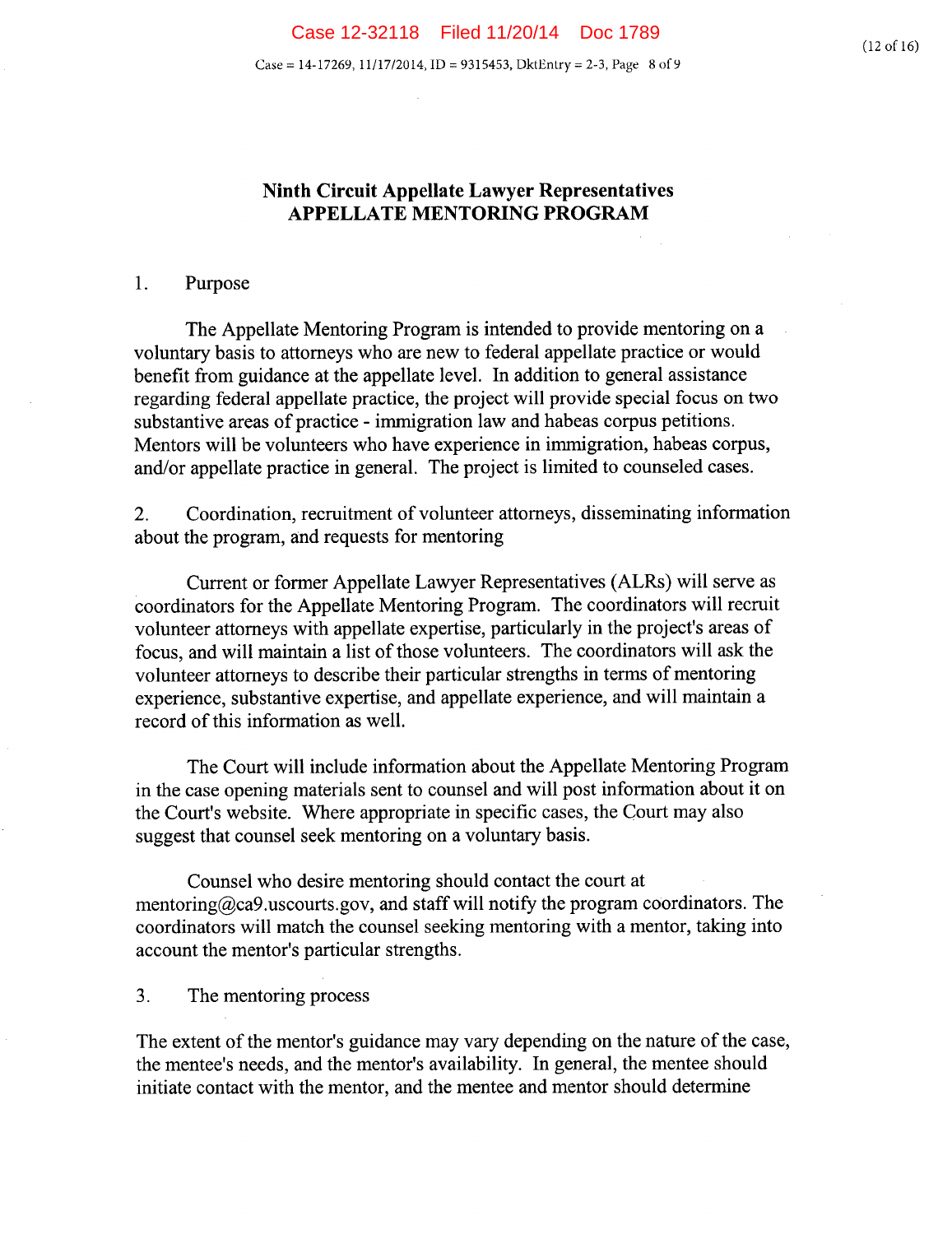# Ninth Circuit Appellate Lawyer Representatives
# APPELLATE MENTORING PROGRAM

1. Purpose

The Appellate Mentoring Program is intended to provide mentoring on a voluntary basis to attorneys who are new to federal appellate practice or would benefit from guidance at the appellate level. In addition to general assistance regarding federal appellate practice, the project will provide special focus on two substantive areas of practice - immigration law and habeas corpus petitions. Mentors will be volunteers who have experience in immigration, habeas corpus, and/or appellate practice in general. The project is limited to counseled cases.

2. Coordination, recruitment of volunteer attorneys, disseminating information about the program, and requests for mentoring

Current or former Appellate Lawyer Representatives (ALRs) will serve as coordinators for the Appellate Mentoring Program. The coordinators will recruit volunteer attorneys with appellate expertise, particularly in the project's areas of focus, and will maintain a list of those volunteers. The coordinators will ask the volunteer attorneys to describe their particular strengths in terms of mentoring experience, substantive expertise, and appellate experience, and will maintain a record of this information as well.

The Court will include information about the Appellate Mentoring Program in the case opening materials sent to counsel and will post information about it on the Court's website. Where appropriate in specific cases, the Court may also suggest that counsel seek mentoring on a voluntary basis.

Counsel who desire mentoring should contact the court at mentoring@ca9.uscourts.gov, and staff will notify the program coordinators. The coordinators will match the counsel seeking mentoring with a mentor, taking into account the mentor's particular strengths.

3. The mentoring process

The extent of the mentor's guidance may vary depending on the nature of the case, the mentee's needs, and the mentor's availability. In general, the mentee should initiate contact with the mentor, and the mentee and mentor should determine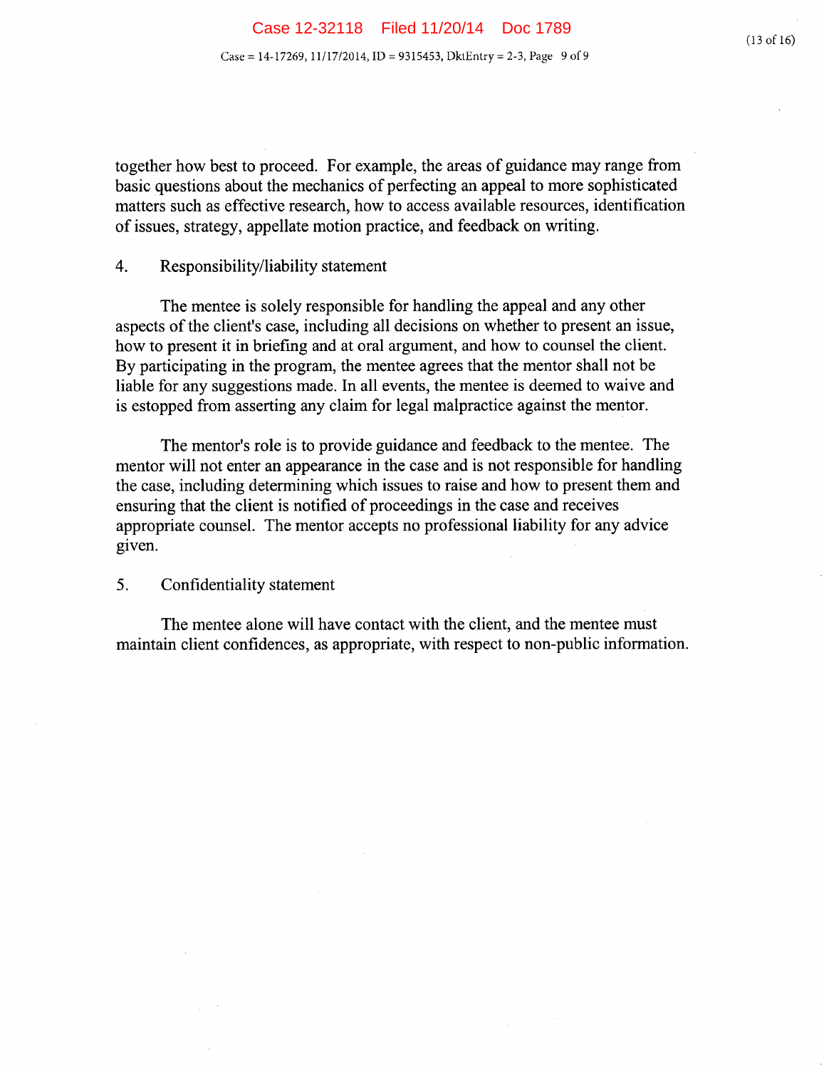together how best to proceed. For example, the areas of guidance may range from basic questions about the mechanics of perfecting an appeal to more sophisticated matters such as effective research, how to access available resources, identification of issues, strategy, appellate motion practice, and feedback on writing.

4. Responsibility/liability statement

The mentee is solely responsible for handling the appeal and any other aspects of the client's case, including all decisions on whether to present an issue, how to present it in briefing and at oral argument, and how to counsel the client. By participating in the program, the mentee agrees that the mentor shall not be liable for any suggestions made. In all events, the mentee is deemed to waive and is estopped from asserting any claim for legal malpractice against the mentor.

The mentor's role is to provide guidance and feedback to the mentee. The mentor will not enter an appearance in the case and is not responsible for handling the case, including determining which issues to raise and how to present them and ensuring that the client is notified of proceedings in the case and receives appropriate counsel. The mentor accepts no professional liability for any advice given.

5. Confidentiality statement

The mentee alone will have contact with the client, and the mentee must maintain client confidences, as appropriate, with respect to non-public information.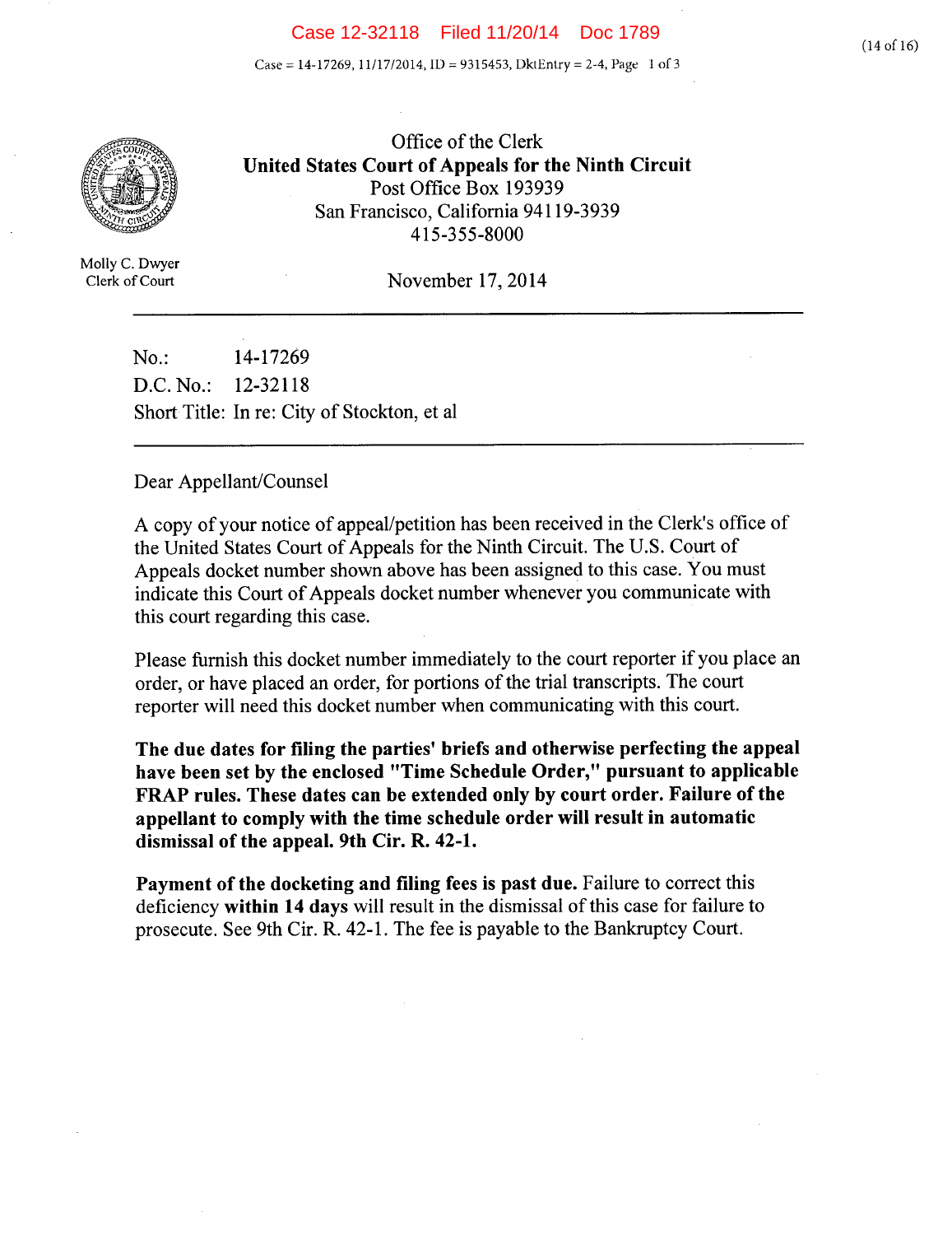Office of the Clerk
**United States Court of Appeals for the Ninth Circuit**
Post Office Box 193939
San Francisco, California 94119-3939
415-355-8000

Molly C. Dwyer
Clerk of Court

November 17, 2014

---

No.: 14-17269
D.C. No.: 12-32118
Short Title: In re: City of Stockton, et al

---

Dear Appellant/Counsel

A copy of your notice of appeal/petition has been received in the Clerk's office of the United States Court of Appeals for the Ninth Circuit. The U.S. Court of Appeals docket number shown above has been assigned to this case. You must indicate this Court of Appeals docket number whenever you communicate with this court regarding this case.

Please furnish this docket number immediately to the court reporter if you place an order, or have placed an order, for portions of the trial transcripts. The court reporter will need this docket number when communicating with this court.

**The due dates for filing the parties' briefs and otherwise perfecting the appeal have been set by the enclosed "Time Schedule Order," pursuant to applicable FRAP rules. These dates can be extended only by court order. Failure of the appellant to comply with the time schedule order will result in automatic dismissal of the appeal. 9th Cir. R. 42-1.**

**Payment of the docketing and filing fees is past due.** Failure to correct this deficiency **within 14 days** will result in the dismissal of this case for failure to prosecute. See 9th Cir. R. 42-1. The fee is payable to the Bankruptcy Court.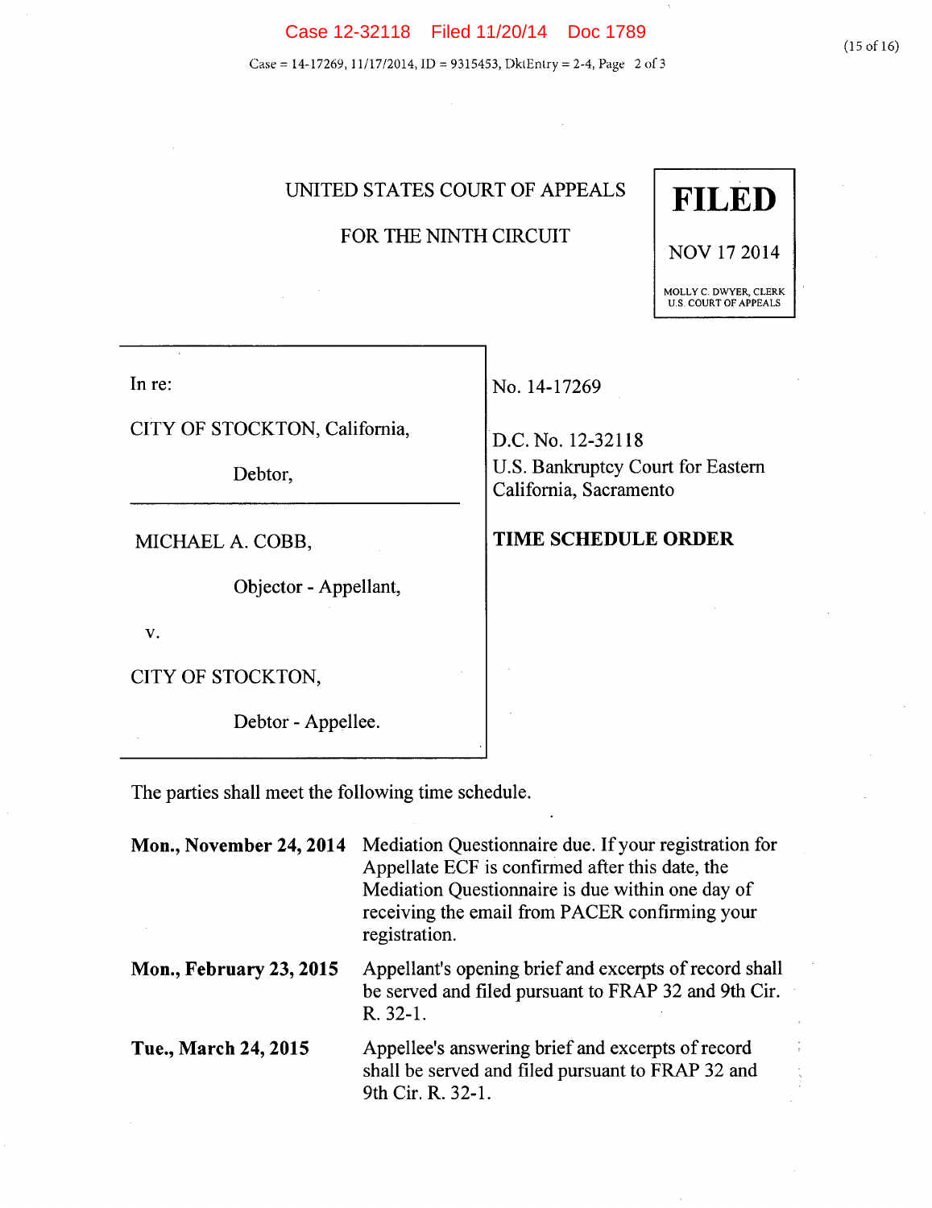UNITED STATES COURT OF APPEALS

FOR THE NINTH CIRCUIT

**FILED**

NOV 17 2014

MOLLY C. DWYER, CLERK
U.S. COURT OF APPEALS

| | |
|---|---|
| In re:<br><br>CITY OF STOCKTON, California,<br><br>Debtor,<br><br>MICHAEL A. COBB,<br><br>Objector - Appellant,<br><br>v.<br><br>CITY OF STOCKTON,<br><br>Debtor - Appellee. | No. 14-17269<br><br>D.C. No. 12-32118<br>U.S. Bankruptcy Court for Eastern California, Sacramento<br><br>**TIME SCHEDULE ORDER** |

The parties shall meet the following time schedule.

**Mon., November 24, 2014** Mediation Questionnaire due. If your registration for Appellate ECF is confirmed after this date, the Mediation Questionnaire is due within one day of receiving the email from PACER confirming your registration.

**Mon., February 23, 2015** Appellant's opening brief and excerpts of record shall be served and filed pursuant to FRAP 32 and 9th Cir. R. 32-1.

**Tue., March 24, 2015** Appellee's answering brief and excerpts of record shall be served and filed pursuant to FRAP 32 and 9th Cir. R. 32-1.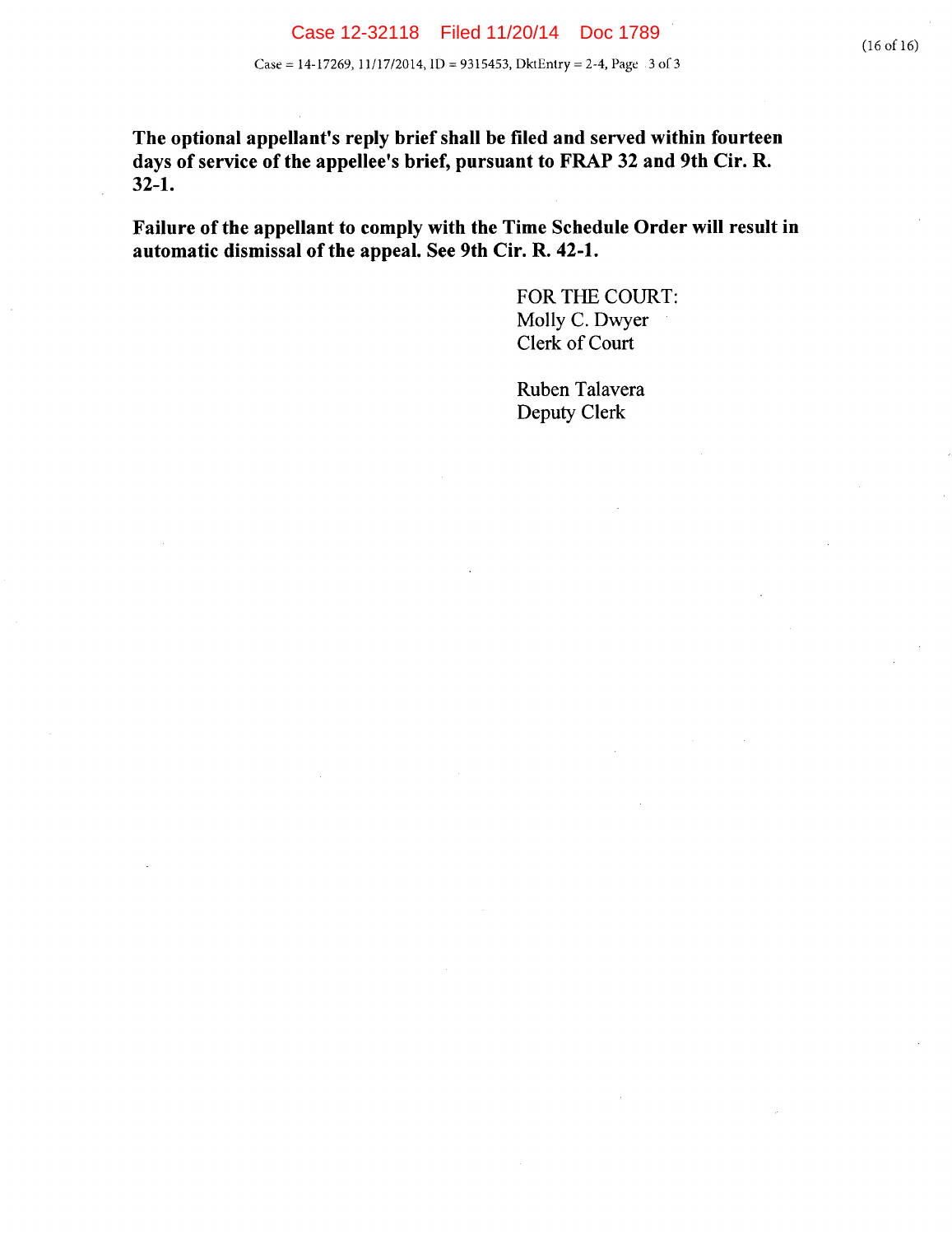**The optional appellant's reply brief shall be filed and served within fourteen days of service of the appellee's brief, pursuant to FRAP 32 and 9th Cir. R. 32-1.**

**Failure of the appellant to comply with the Time Schedule Order will result in automatic dismissal of the appeal. See 9th Cir. R. 42-1.**

FOR THE COURT:
Molly C. Dwyer
Clerk of Court

Ruben Talavera
Deputy Clerk